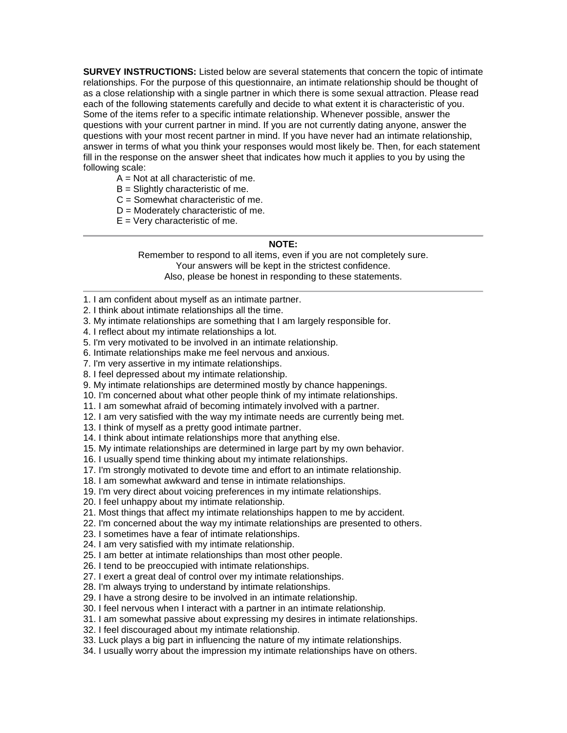**SURVEY INSTRUCTIONS:** Listed below are several statements that concern the topic of intimate relationships. For the purpose of this questionnaire, an intimate relationship should be thought of as a close relationship with a single partner in which there is some sexual attraction. Please read each of the following statements carefully and decide to what extent it is characteristic of you. Some of the items refer to a specific intimate relationship. Whenever possible, answer the questions with your current partner in mind. If you are not currently dating anyone, answer the questions with your most recent partner in mind. If you have never had an intimate relationship, answer in terms of what you think your responses would most likely be. Then, for each statement fill in the response on the answer sheet that indicates how much it applies to you by using the following scale:

A = Not at all characteristic of me.
B = Slightly characteristic of me.
C = Somewhat characteristic of me.
D = Moderately characteristic of me.
E = Very characteristic of me.

---

**NOTE:**

Remember to respond to all items, even if you are not completely sure.
Your answers will be kept in the strictest confidence.
Also, please be honest in responding to these statements.

---

1. I am confident about myself as an intimate partner.
2. I think about intimate relationships all the time.
3. My intimate relationships are something that I am largely responsible for.
4. I reflect about my intimate relationships a lot.
5. I'm very motivated to be involved in an intimate relationship.
6. Intimate relationships make me feel nervous and anxious.
7. I'm very assertive in my intimate relationships.
8. I feel depressed about my intimate relationship.
9. My intimate relationships are determined mostly by chance happenings.
10. I'm concerned about what other people think of my intimate relationships.
11. I am somewhat afraid of becoming intimately involved with a partner.
12. I am very satisfied with the way my intimate needs are currently being met.
13. I think of myself as a pretty good intimate partner.
14. I think about intimate relationships more that anything else.
15. My intimate relationships are determined in large part by my own behavior.
16. I usually spend time thinking about my intimate relationships.
17. I'm strongly motivated to devote time and effort to an intimate relationship.
18. I am somewhat awkward and tense in intimate relationships.
19. I'm very direct about voicing preferences in my intimate relationships.
20. I feel unhappy about my intimate relationship.
21. Most things that affect my intimate relationships happen to me by accident.
22. I'm concerned about the way my intimate relationships are presented to others.
23. I sometimes have a fear of intimate relationships.
24. I am very satisfied with my intimate relationship.
25. I am better at intimate relationships than most other people.
26. I tend to be preoccupied with intimate relationships.
27. I exert a great deal of control over my intimate relationships.
28. I'm always trying to understand by intimate relationships.
29. I have a strong desire to be involved in an intimate relationship.
30. I feel nervous when I interact with a partner in an intimate relationship.
31. I am somewhat passive about expressing my desires in intimate relationships.
32. I feel discouraged about my intimate relationship.
33. Luck plays a big part in influencing the nature of my intimate relationships.
34. I usually worry about the impression my intimate relationships have on others.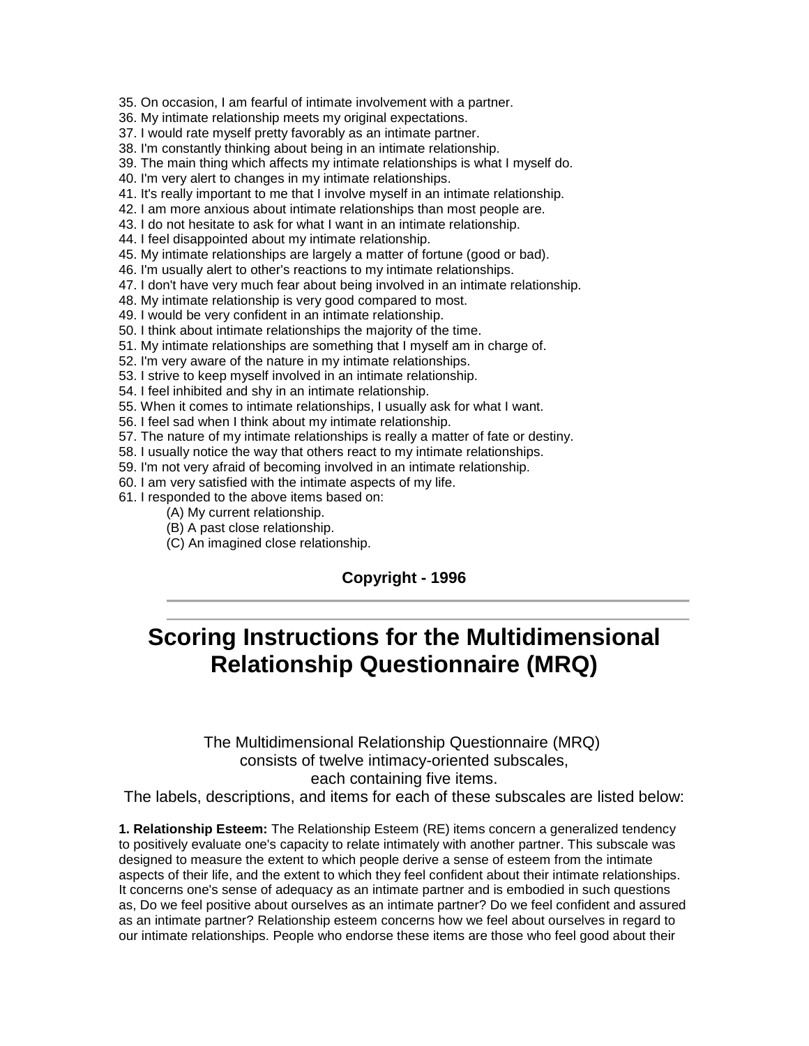35. On occasion, I am fearful of intimate involvement with a partner.
36. My intimate relationship meets my original expectations.
37. I would rate myself pretty favorably as an intimate partner.
38. I'm constantly thinking about being in an intimate relationship.
39. The main thing which affects my intimate relationships is what I myself do.
40. I'm very alert to changes in my intimate relationships.
41. It's really important to me that I involve myself in an intimate relationship.
42. I am more anxious about intimate relationships than most people are.
43. I do not hesitate to ask for what I want in an intimate relationship.
44. I feel disappointed about my intimate relationship.
45. My intimate relationships are largely a matter of fortune (good or bad).
46. I'm usually alert to other's reactions to my intimate relationships.
47. I don't have very much fear about being involved in an intimate relationship.
48. My intimate relationship is very good compared to most.
49. I would be very confident in an intimate relationship.
50. I think about intimate relationships the majority of the time.
51. My intimate relationships are something that I myself am in charge of.
52. I'm very aware of the nature in my intimate relationships.
53. I strive to keep myself involved in an intimate relationship.
54. I feel inhibited and shy in an intimate relationship.
55. When it comes to intimate relationships, I usually ask for what I want.
56. I feel sad when I think about my intimate relationship.
57. The nature of my intimate relationships is really a matter of fate or destiny.
58. I usually notice the way that others react to my intimate relationships.
59. I'm not very afraid of becoming involved in an intimate relationship.
60. I am very satisfied with the intimate aspects of my life.
61. I responded to the above items based on:
    (A) My current relationship.
    (B) A past close relationship.
    (C) An imagined close relationship.

**Copyright - 1996**

---

---

# Scoring Instructions for the Multidimensional Relationship Questionnaire (MRQ)

The Multidimensional Relationship Questionnaire (MRQ) consists of twelve intimacy-oriented subscales, each containing five items.
The labels, descriptions, and items for each of these subscales are listed below:

**1. Relationship Esteem:** The Relationship Esteem (RE) items concern a generalized tendency to positively evaluate one's capacity to relate intimately with another partner. This subscale was designed to measure the extent to which people derive a sense of esteem from the intimate aspects of their life, and the extent to which they feel confident about their intimate relationships. It concerns one's sense of adequacy as an intimate partner and is embodied in such questions as, Do we feel positive about ourselves as an intimate partner? Do we feel confident and assured as an intimate partner? Relationship esteem concerns how we feel about ourselves in regard to our intimate relationships. People who endorse these items are those who feel good about their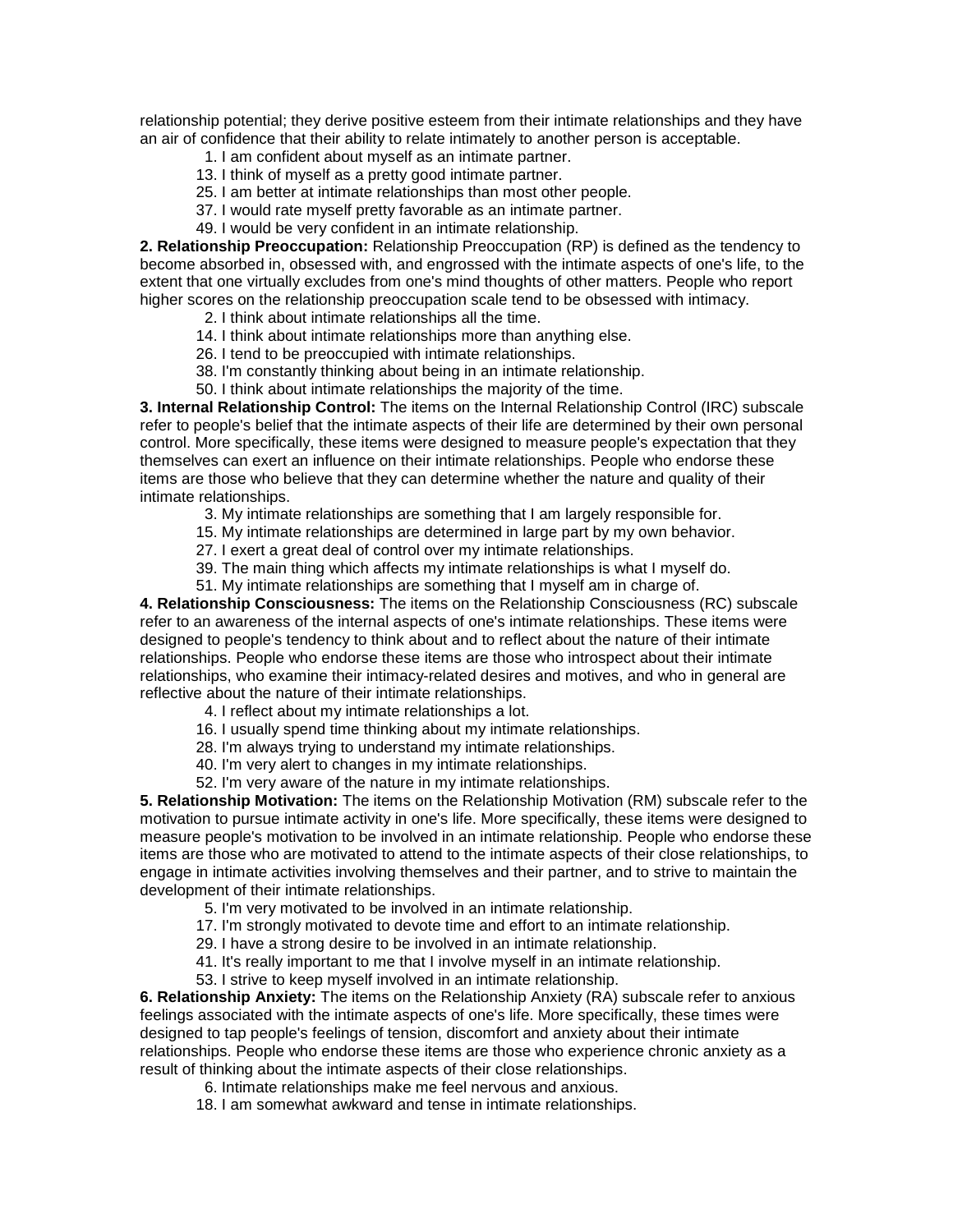relationship potential; they derive positive esteem from their intimate relationships and they have an air of confidence that their ability to relate intimately to another person is acceptable.

1. I am confident about myself as an intimate partner.
13. I think of myself as a pretty good intimate partner.
25. I am better at intimate relationships than most other people.
37. I would rate myself pretty favorable as an intimate partner.
49. I would be very confident in an intimate relationship.

**2. Relationship Preoccupation:** Relationship Preoccupation (RP) is defined as the tendency to become absorbed in, obsessed with, and engrossed with the intimate aspects of one's life, to the extent that one virtually excludes from one's mind thoughts of other matters. People who report higher scores on the relationship preoccupation scale tend to be obsessed with intimacy.

2. I think about intimate relationships all the time.
14. I think about intimate relationships more than anything else.
26. I tend to be preoccupied with intimate relationships.
38. I'm constantly thinking about being in an intimate relationship.
50. I think about intimate relationships the majority of the time.

**3. Internal Relationship Control:** The items on the Internal Relationship Control (IRC) subscale refer to people's belief that the intimate aspects of their life are determined by their own personal control. More specifically, these items were designed to measure people's expectation that they themselves can exert an influence on their intimate relationships. People who endorse these items are those who believe that they can determine whether the nature and quality of their intimate relationships.

3. My intimate relationships are something that I am largely responsible for.
15. My intimate relationships are determined in large part by my own behavior.
27. I exert a great deal of control over my intimate relationships.
39. The main thing which affects my intimate relationships is what I myself do.
51. My intimate relationships are something that I myself am in charge of.

**4. Relationship Consciousness:** The items on the Relationship Consciousness (RC) subscale refer to an awareness of the internal aspects of one's intimate relationships. These items were designed to people's tendency to think about and to reflect about the nature of their intimate relationships. People who endorse these items are those who introspect about their intimate relationships, who examine their intimacy-related desires and motives, and who in general are reflective about the nature of their intimate relationships.

4. I reflect about my intimate relationships a lot.
16. I usually spend time thinking about my intimate relationships.
28. I'm always trying to understand my intimate relationships.
40. I'm very alert to changes in my intimate relationships.
52. I'm very aware of the nature in my intimate relationships.

**5. Relationship Motivation:** The items on the Relationship Motivation (RM) subscale refer to the motivation to pursue intimate activity in one's life. More specifically, these items were designed to measure people's motivation to be involved in an intimate relationship. People who endorse these items are those who are motivated to attend to the intimate aspects of their close relationships, to engage in intimate activities involving themselves and their partner, and to strive to maintain the development of their intimate relationships.

5. I'm very motivated to be involved in an intimate relationship.
17. I'm strongly motivated to devote time and effort to an intimate relationship.
29. I have a strong desire to be involved in an intimate relationship.
41. It's really important to me that I involve myself in an intimate relationship.
53. I strive to keep myself involved in an intimate relationship.

**6. Relationship Anxiety:** The items on the Relationship Anxiety (RA) subscale refer to anxious feelings associated with the intimate aspects of one's life. More specifically, these times were designed to tap people's feelings of tension, discomfort and anxiety about their intimate relationships. People who endorse these items are those who experience chronic anxiety as a result of thinking about the intimate aspects of their close relationships.

6. Intimate relationships make me feel nervous and anxious.
18. I am somewhat awkward and tense in intimate relationships.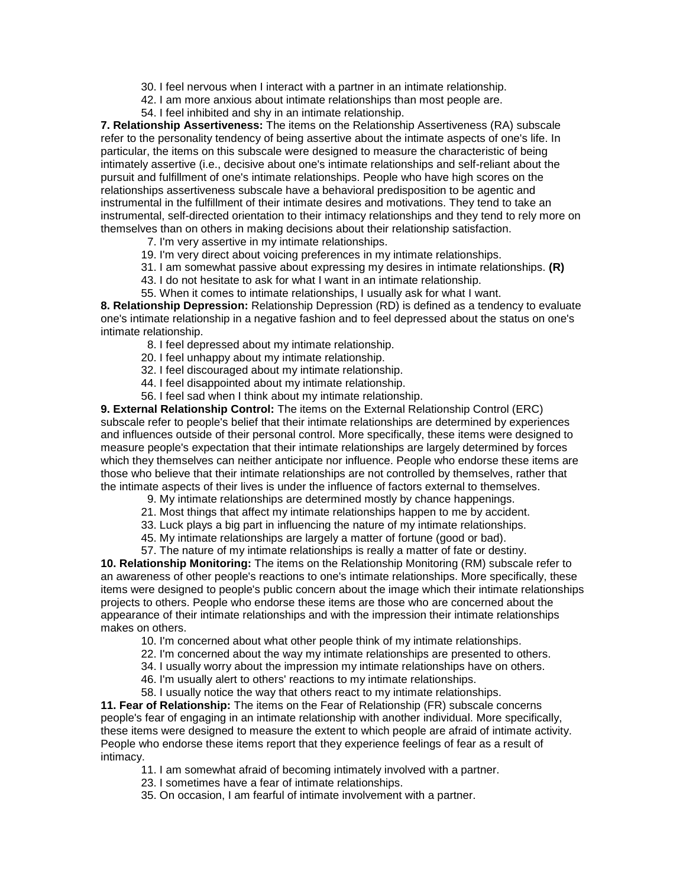30. I feel nervous when I interact with a partner in an intimate relationship.
42. I am more anxious about intimate relationships than most people are.
54. I feel inhibited and shy in an intimate relationship.

**7. Relationship Assertiveness:** The items on the Relationship Assertiveness (RA) subscale refer to the personality tendency of being assertive about the intimate aspects of one's life. In particular, the items on this subscale were designed to measure the characteristic of being intimately assertive (i.e., decisive about one's intimate relationships and self-reliant about the pursuit and fulfillment of one's intimate relationships. People who have high scores on the relationships assertiveness subscale have a behavioral predisposition to be agentic and instrumental in the fulfillment of their intimate desires and motivations. They tend to take an instrumental, self-directed orientation to their intimacy relationships and they tend to rely more on themselves than on others in making decisions about their relationship satisfaction.

7. I'm very assertive in my intimate relationships.
19. I'm very direct about voicing preferences in my intimate relationships.
31. I am somewhat passive about expressing my desires in intimate relationships. **(R)**
43. I do not hesitate to ask for what I want in an intimate relationship.
55. When it comes to intimate relationships, I usually ask for what I want.

**8. Relationship Depression:** Relationship Depression (RD) is defined as a tendency to evaluate one's intimate relationship in a negative fashion and to feel depressed about the status on one's intimate relationship.

8. I feel depressed about my intimate relationship.
20. I feel unhappy about my intimate relationship.
32. I feel discouraged about my intimate relationship.
44. I feel disappointed about my intimate relationship.
56. I feel sad when I think about my intimate relationship.

**9. External Relationship Control:** The items on the External Relationship Control (ERC) subscale refer to people's belief that their intimate relationships are determined by experiences and influences outside of their personal control. More specifically, these items were designed to measure people's expectation that their intimate relationships are largely determined by forces which they themselves can neither anticipate nor influence. People who endorse these items are those who believe that their intimate relationships are not controlled by themselves, rather that the intimate aspects of their lives is under the influence of factors external to themselves.

9. My intimate relationships are determined mostly by chance happenings.
21. Most things that affect my intimate relationships happen to me by accident.
33. Luck plays a big part in influencing the nature of my intimate relationships.
45. My intimate relationships are largely a matter of fortune (good or bad).
57. The nature of my intimate relationships is really a matter of fate or destiny.

**10. Relationship Monitoring:** The items on the Relationship Monitoring (RM) subscale refer to an awareness of other people's reactions to one's intimate relationships. More specifically, these items were designed to people's public concern about the image which their intimate relationships projects to others. People who endorse these items are those who are concerned about the appearance of their intimate relationships and with the impression their intimate relationships makes on others.

10. I'm concerned about what other people think of my intimate relationships.
22. I'm concerned about the way my intimate relationships are presented to others.
34. I usually worry about the impression my intimate relationships have on others.
46. I'm usually alert to others' reactions to my intimate relationships.
58. I usually notice the way that others react to my intimate relationships.

**11. Fear of Relationship:** The items on the Fear of Relationship (FR) subscale concerns people's fear of engaging in an intimate relationship with another individual. More specifically, these items were designed to measure the extent to which people are afraid of intimate activity. People who endorse these items report that they experience feelings of fear as a result of intimacy.

11. I am somewhat afraid of becoming intimately involved with a partner.
23. I sometimes have a fear of intimate relationships.
35. On occasion, I am fearful of intimate involvement with a partner.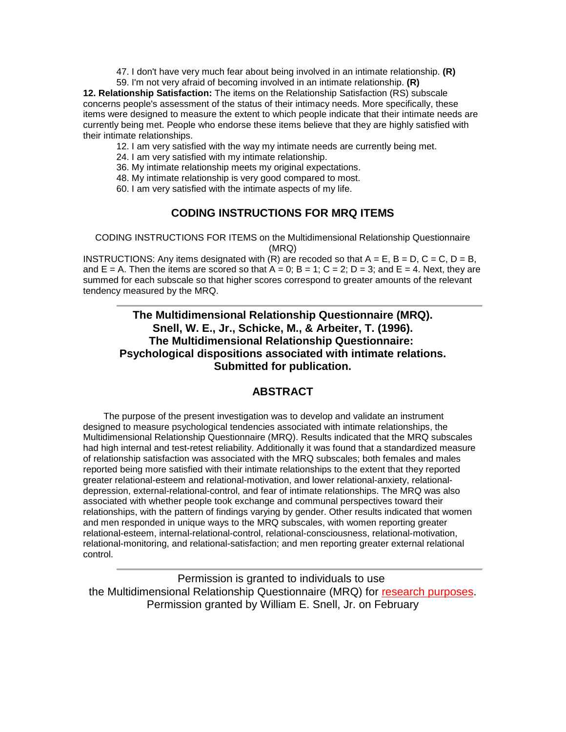47. I don't have very much fear about being involved in an intimate relationship. **(R)**
59. I'm not very afraid of becoming involved in an intimate relationship. **(R)**

**12. Relationship Satisfaction:** The items on the Relationship Satisfaction (RS) subscale concerns people's assessment of the status of their intimacy needs. More specifically, these items were designed to measure the extent to which people indicate that their intimate needs are currently being met. People who endorse these items believe that they are highly satisfied with their intimate relationships.

12. I am very satisfied with the way my intimate needs are currently being met.
24. I am very satisfied with my intimate relationship.
36. My intimate relationship meets my original expectations.
48. My intimate relationship is very good compared to most.
60. I am very satisfied with the intimate aspects of my life.

## CODING INSTRUCTIONS FOR MRQ ITEMS

CODING INSTRUCTIONS FOR ITEMS on the Multidimensional Relationship Questionnaire (MRQ)

INSTRUCTIONS: Any items designated with (R) are recoded so that A = E, B = D, C = C, D = B, and E = A. Then the items are scored so that A = 0; B = 1; C = 2; D = 3; and E = 4. Next, they are summed for each subscale so that higher scores correspond to greater amounts of the relevant tendency measured by the MRQ.

---

**The Multidimensional Relationship Questionnaire (MRQ).**
**Snell, W. E., Jr., Schicke, M., & Arbeiter, T. (1996).**
**The Multidimensional Relationship Questionnaire:**
**Psychological dispositions associated with intimate relations.**
**Submitted for publication.**

## ABSTRACT

The purpose of the present investigation was to develop and validate an instrument designed to measure psychological tendencies associated with intimate relationships, the Multidimensional Relationship Questionnaire (MRQ). Results indicated that the MRQ subscales had high internal and test-retest reliability. Additionally it was found that a standardized measure of relationship satisfaction was associated with the MRQ subscales; both females and males reported being more satisfied with their intimate relationships to the extent that they reported greater relational-esteem and relational-motivation, and lower relational-anxiety, relational-depression, external-relational-control, and fear of intimate relationships. The MRQ was also associated with whether people took exchange and communal perspectives toward their relationships, with the pattern of findings varying by gender. Other results indicated that women and men responded in unique ways to the MRQ subscales, with women reporting greater relational-esteem, internal-relational-control, relational-consciousness, relational-motivation, relational-monitoring, and relational-satisfaction; and men reporting greater external relational control.

---

Permission is granted to individuals to use the Multidimensional Relationship Questionnaire (MRQ) for research purposes. Permission granted by William E. Snell, Jr. on February